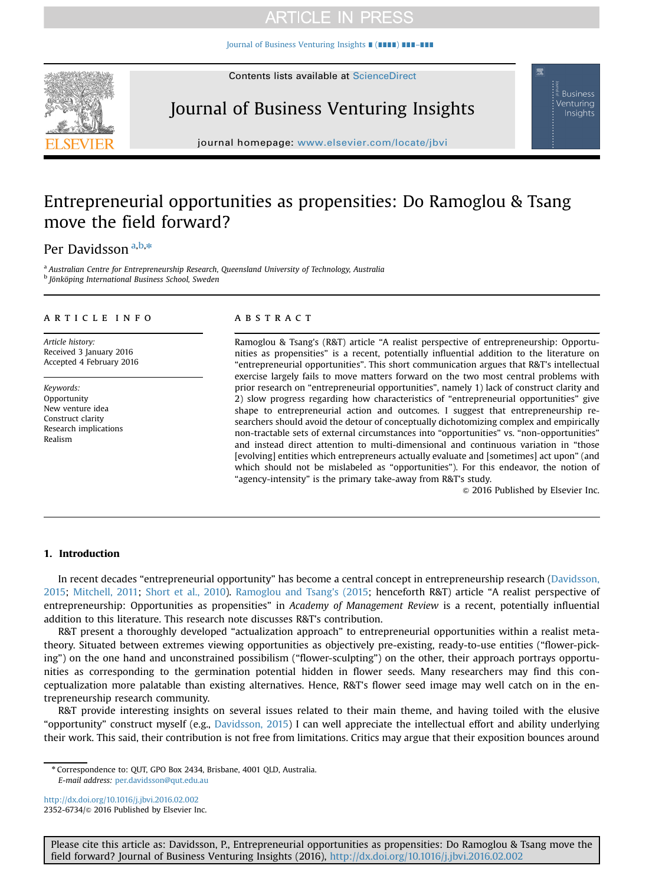# Entrepreneurial opportunities as propensities: Do Ramoglou & Tsang move the field forward?

Per Davidsson[a,b,*]

[a] Australian Centre for Entrepreneurship Research, Queensland University of Technology, Australia
[b] Jönköping International Business School, Sweden

**ARTICLE INFO**

*Article history:*
Received 3 January 2016
Accepted 4 February 2016

*Keywords:*
Opportunity
New venture idea
Construct clarity
Research implications
Realism

**ABSTRACT**

Ramoglou & Tsang's (R&T) article "A realist perspective of entrepreneurship: Opportunities as propensities" is a recent, potentially influential addition to the literature on "entrepreneurial opportunities". This short communication argues that R&T's intellectual exercise largely fails to move matters forward on the two most central problems with prior research on "entrepreneurial opportunities", namely 1) lack of construct clarity and 2) slow progress regarding how characteristics of "entrepreneurial opportunities" give shape to entrepreneurial action and outcomes. I suggest that entrepreneurship researchers should avoid the detour of conceptually dichotomizing complex and empirically non-tractable sets of external circumstances into "opportunities" vs. "non-opportunities" and instead direct attention to multi-dimensional and continuous variation in "those [evolving] entities which entrepreneurs actually evaluate and [sometimes] act upon" (and which should not be mislabeled as "opportunities"). For this endeavor, the notion of "agency-intensity" is the primary take-away from R&T's study.

© 2016 Published by Elsevier Inc.

## 1. Introduction

In recent decades "entrepreneurial opportunity" has become a central concept in entrepreneurship research (Davidsson, 2015; Mitchell, 2011; Short et al., 2010). Ramoglou and Tsang's (2015; henceforth R&T) article "A realist perspective of entrepreneurship: Opportunities as propensities" in *Academy of Management Review* is a recent, potentially influential addition to this literature. This research note discusses R&T's contribution.

R&T present a thoroughly developed "actualization approach" to entrepreneurial opportunities within a realist meta-theory. Situated between extremes viewing opportunities as objectively pre-existing, ready-to-use entities ("flower-picking") on the one hand and unconstrained possibilism ("flower-sculpting") on the other, their approach portrays opportunities as corresponding to the germination potential hidden in flower seeds. Many researchers may find this conceptualization more palatable than existing alternatives. Hence, R&T's flower seed image may well catch on in the entrepreneurship research community.

R&T provide interesting insights on several issues related to their main theme, and having toiled with the elusive "opportunity" construct myself (e.g., Davidsson, 2015) I can well appreciate the intellectual effort and ability underlying their work. This said, their contribution is not free from limitations. Critics may argue that their exposition bounces around

\* Correspondence to: QUT, GPO Box 2434, Brisbane, 4001 QLD, Australia.
*E-mail address:* per.davidsson@qut.edu.au

http://dx.doi.org/10.1016/j.jbvi.2016.02.002
2352-6734/© 2016 Published by Elsevier Inc.

Please cite this article as: Davidsson, P., Entrepreneurial opportunities as propensities: Do Ramoglou & Tsang move the field forward? Journal of Business Venturing Insights (2016), http://dx.doi.org/10.1016/j.jbvi.2016.02.002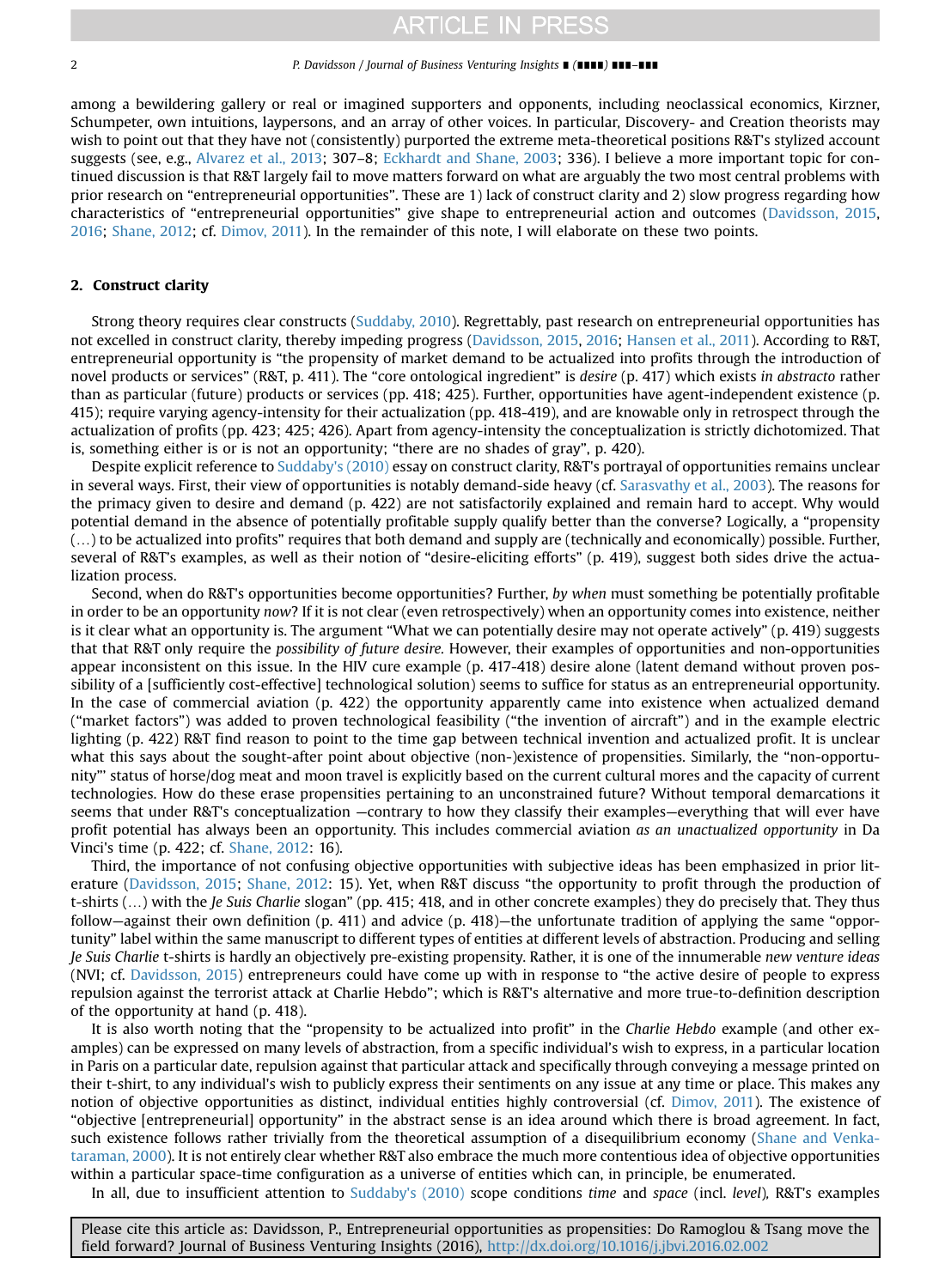among a bewildering gallery or real or imagined supporters and opponents, including neoclassical economics, Kirzner, Schumpeter, own intuitions, laypersons, and an array of other voices. In particular, Discovery- and Creation theorists may wish to point out that they have not (consistently) purported the extreme meta-theoretical positions R&T's stylized account suggests (see, e.g., Alvarez et al., 2013; 307–8; Eckhardt and Shane, 2003; 336). I believe a more important topic for continued discussion is that R&T largely fail to move matters forward on what are arguably the two most central problems with prior research on "entrepreneurial opportunities". These are 1) lack of construct clarity and 2) slow progress regarding how characteristics of "entrepreneurial opportunities" give shape to entrepreneurial action and outcomes (Davidsson, 2015, 2016; Shane, 2012; cf. Dimov, 2011). In the remainder of this note, I will elaborate on these two points.

## 2. Construct clarity

Strong theory requires clear constructs (Suddaby, 2010). Regrettably, past research on entrepreneurial opportunities has not excelled in construct clarity, thereby impeding progress (Davidsson, 2015, 2016; Hansen et al., 2011). According to R&T, entrepreneurial opportunity is "the propensity of market demand to be actualized into profits through the introduction of novel products or services" (R&T, p. 411). The "core ontological ingredient" is *desire* (p. 417) which exists *in abstracto* rather than as particular (future) products or services (pp. 418; 425). Further, opportunities have agent-independent existence (p. 415); require varying agency-intensity for their actualization (pp. 418-419), and are knowable only in retrospect through the actualization of profits (pp. 423; 425; 426). Apart from agency-intensity the conceptualization is strictly dichotomized. That is, something either is or is not an opportunity; "there are no shades of gray", p. 420).

Despite explicit reference to Suddaby's (2010) essay on construct clarity, R&T's portrayal of opportunities remains unclear in several ways. First, their view of opportunities is notably demand-side heavy (cf. Sarasvathy et al., 2003). The reasons for the primacy given to desire and demand (p. 422) are not satisfactorily explained and remain hard to accept. Why would potential demand in the absence of potentially profitable supply qualify better than the converse? Logically, a "propensity (…) to be actualized into profits" requires that both demand and supply are (technically and economically) possible. Further, several of R&T's examples, as well as their notion of "desire-eliciting efforts" (p. 419), suggest both sides drive the actualization process.

Second, when do R&T's opportunities become opportunities? Further, *by when* must something be potentially profitable in order to be an opportunity *now*? If it is not clear (even retrospectively) when an opportunity comes into existence, neither is it clear what an opportunity is. The argument "What we can potentially desire may not operate actively" (p. 419) suggests that that R&T only require the *possibility of future desire.* However, their examples of opportunities and non-opportunities appear inconsistent on this issue. In the HIV cure example (p. 417-418) desire alone (latent demand without proven possibility of a [sufficiently cost-effective] technological solution) seems to suffice for status as an entrepreneurial opportunity. In the case of commercial aviation (p. 422) the opportunity apparently came into existence when actualized demand ("market factors") was added to proven technological feasibility ("the invention of aircraft") and in the example electric lighting (p. 422) R&T find reason to point to the time gap between technical invention and actualized profit. It is unclear what this says about the sought-after point about objective (non-)existence of propensities. Similarly, the "non-opportunity"' status of horse/dog meat and moon travel is explicitly based on the current cultural mores and the capacity of current technologies. How do these erase propensities pertaining to an unconstrained future? Without temporal demarcations it seems that under R&T's conceptualization —contrary to how they classify their examples—everything that will ever have profit potential has always been an opportunity. This includes commercial aviation *as an unactualized opportunity* in Da Vinci's time (p. 422; cf. Shane, 2012: 16).

Third, the importance of not confusing objective opportunities with subjective ideas has been emphasized in prior literature (Davidsson, 2015; Shane, 2012: 15). Yet, when R&T discuss "the opportunity to profit through the production of t-shirts (…) with the *Je Suis Charlie* slogan" (pp. 415; 418, and in other concrete examples) they do precisely that. They thus follow—against their own definition (p. 411) and advice (p. 418)—the unfortunate tradition of applying the same "opportunity" label within the same manuscript to different types of entities at different levels of abstraction. Producing and selling *Je Suis Charlie* t-shirts is hardly an objectively pre-existing propensity. Rather, it is one of the innumerable *new venture ideas* (NVI; cf. Davidsson, 2015) entrepreneurs could have come up with in response to "the active desire of people to express repulsion against the terrorist attack at Charlie Hebdo"; which is R&T's alternative and more true-to-definition description of the opportunity at hand (p. 418).

It is also worth noting that the "propensity to be actualized into profit" in the *Charlie Hebdo* example (and other examples) can be expressed on many levels of abstraction, from a specific individual's wish to express, in a particular location in Paris on a particular date, repulsion against that particular attack and specifically through conveying a message printed on their t-shirt, to any individual's wish to publicly express their sentiments on any issue at any time or place. This makes any notion of objective opportunities as distinct, individual entities highly controversial (cf. Dimov, 2011). The existence of "objective [entrepreneurial] opportunity" in the abstract sense is an idea around which there is broad agreement. In fact, such existence follows rather trivially from the theoretical assumption of a disequilibrium economy (Shane and Venkataraman, 2000). It is not entirely clear whether R&T also embrace the much more contentious idea of objective opportunities within a particular space-time configuration as a universe of entities which can, in principle, be enumerated.

In all, due to insufficient attention to Suddaby's (2010) scope conditions *time* and *space* (incl. *level*), R&T's examples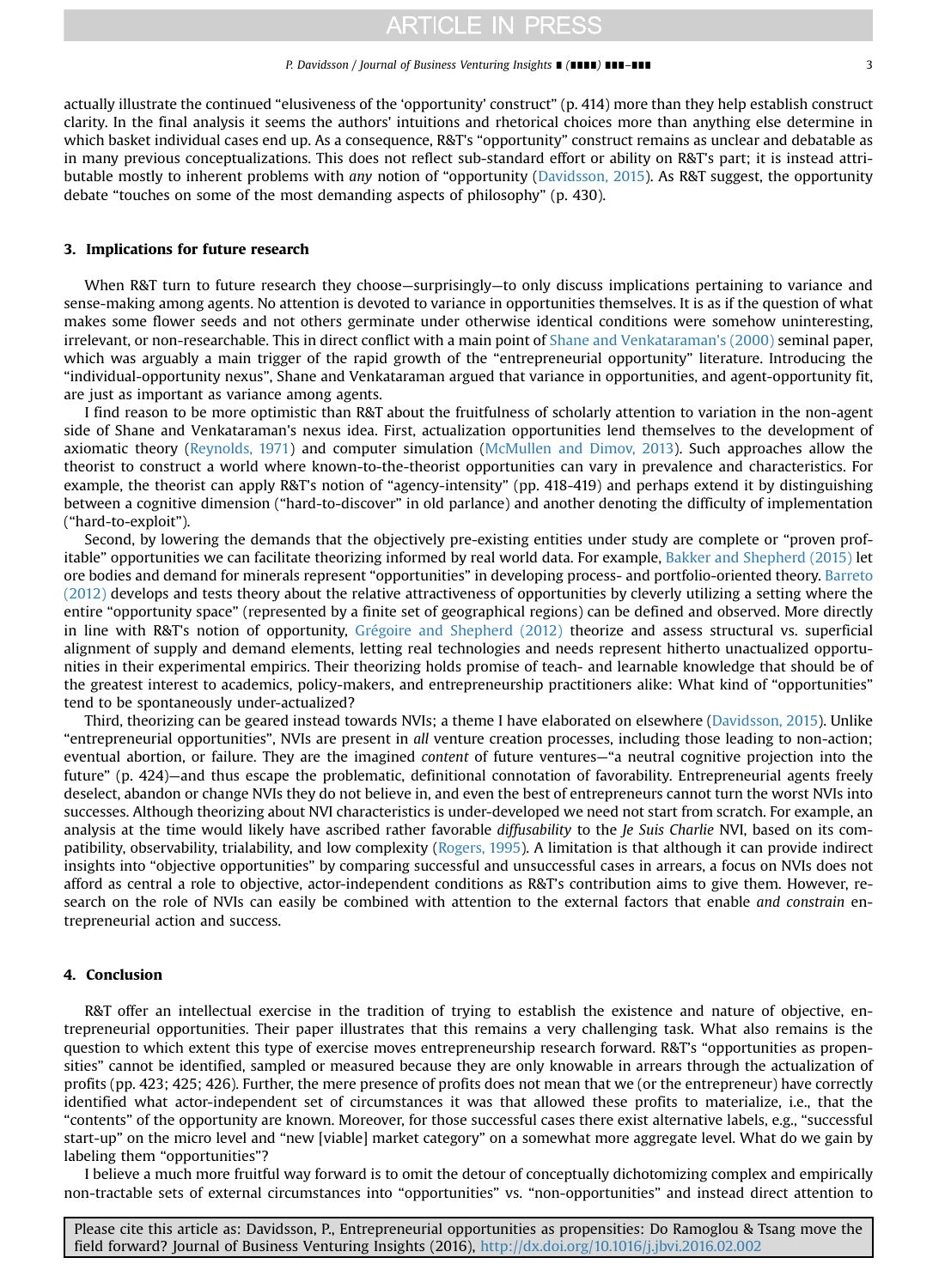actually illustrate the continued "elusiveness of the 'opportunity' construct" (p. 414) more than they help establish construct clarity. In the final analysis it seems the authors' intuitions and rhetorical choices more than anything else determine in which basket individual cases end up. As a consequence, R&T's "opportunity" construct remains as unclear and debatable as in many previous conceptualizations. This does not reflect sub-standard effort or ability on R&T's part; it is instead attributable mostly to inherent problems with *any* notion of "opportunity (Davidsson, 2015). As R&T suggest, the opportunity debate "touches on some of the most demanding aspects of philosophy" (p. 430).

## 3. Implications for future research

When R&T turn to future research they choose—surprisingly—to only discuss implications pertaining to variance and sense-making among agents. No attention is devoted to variance in opportunities themselves. It is as if the question of what makes some flower seeds and not others germinate under otherwise identical conditions were somehow uninteresting, irrelevant, or non-researchable. This in direct conflict with a main point of Shane and Venkataraman's (2000) seminal paper, which was arguably a main trigger of the rapid growth of the "entrepreneurial opportunity" literature. Introducing the "individual-opportunity nexus", Shane and Venkataraman argued that variance in opportunities, and agent-opportunity fit, are just as important as variance among agents.

I find reason to be more optimistic than R&T about the fruitfulness of scholarly attention to variation in the non-agent side of Shane and Venkataraman's nexus idea. First, actualization opportunities lend themselves to the development of axiomatic theory (Reynolds, 1971) and computer simulation (McMullen and Dimov, 2013). Such approaches allow the theorist to construct a world where known-to-the-theorist opportunities can vary in prevalence and characteristics. For example, the theorist can apply R&T's notion of "agency-intensity" (pp. 418-419) and perhaps extend it by distinguishing between a cognitive dimension ("hard-to-discover" in old parlance) and another denoting the difficulty of implementation ("hard-to-exploit").

Second, by lowering the demands that the objectively pre-existing entities under study are complete or "proven profitable" opportunities we can facilitate theorizing informed by real world data. For example, Bakker and Shepherd (2015) let ore bodies and demand for minerals represent "opportunities" in developing process- and portfolio-oriented theory. Barreto (2012) develops and tests theory about the relative attractiveness of opportunities by cleverly utilizing a setting where the entire "opportunity space" (represented by a finite set of geographical regions) can be defined and observed. More directly in line with R&T's notion of opportunity, Grégoire and Shepherd (2012) theorize and assess structural vs. superficial alignment of supply and demand elements, letting real technologies and needs represent hitherto unactualized opportunities in their experimental empirics. Their theorizing holds promise of teach- and learnable knowledge that should be of the greatest interest to academics, policy-makers, and entrepreneurship practitioners alike: What kind of "opportunities" tend to be spontaneously under-actualized?

Third, theorizing can be geared instead towards NVIs; a theme I have elaborated on elsewhere (Davidsson, 2015). Unlike "entrepreneurial opportunities", NVIs are present in *all* venture creation processes, including those leading to non-action; eventual abortion, or failure. They are the imagined *content* of future ventures—"a neutral cognitive projection into the future" (p. 424)—and thus escape the problematic, definitional connotation of favorability. Entrepreneurial agents freely deselect, abandon or change NVIs they do not believe in, and even the best of entrepreneurs cannot turn the worst NVIs into successes. Although theorizing about NVI characteristics is under-developed we need not start from scratch. For example, an analysis at the time would likely have ascribed rather favorable *diffusability* to the *Je Suis Charlie* NVI, based on its compatibility, observability, trialability, and low complexity (Rogers, 1995). A limitation is that although it can provide indirect insights into "objective opportunities" by comparing successful and unsuccessful cases in arrears, a focus on NVIs does not afford as central a role to objective, actor-independent conditions as R&T's contribution aims to give them. However, research on the role of NVIs can easily be combined with attention to the external factors that enable *and constrain* entrepreneurial action and success.

## 4. Conclusion

R&T offer an intellectual exercise in the tradition of trying to establish the existence and nature of objective, entrepreneurial opportunities. Their paper illustrates that this remains a very challenging task. What also remains is the question to which extent this type of exercise moves entrepreneurship research forward. R&T's "opportunities as propensities" cannot be identified, sampled or measured because they are only knowable in arrears through the actualization of profits (pp. 423; 425; 426). Further, the mere presence of profits does not mean that we (or the entrepreneur) have correctly identified what actor-independent set of circumstances it was that allowed these profits to materialize, i.e., that the "contents" of the opportunity are known. Moreover, for those successful cases there exist alternative labels, e.g., "successful start-up" on the micro level and "new [viable] market category" on a somewhat more aggregate level. What do we gain by labeling them "opportunities"?

I believe a much more fruitful way forward is to omit the detour of conceptually dichotomizing complex and empirically non-tractable sets of external circumstances into "opportunities" vs. "non-opportunities" and instead direct attention to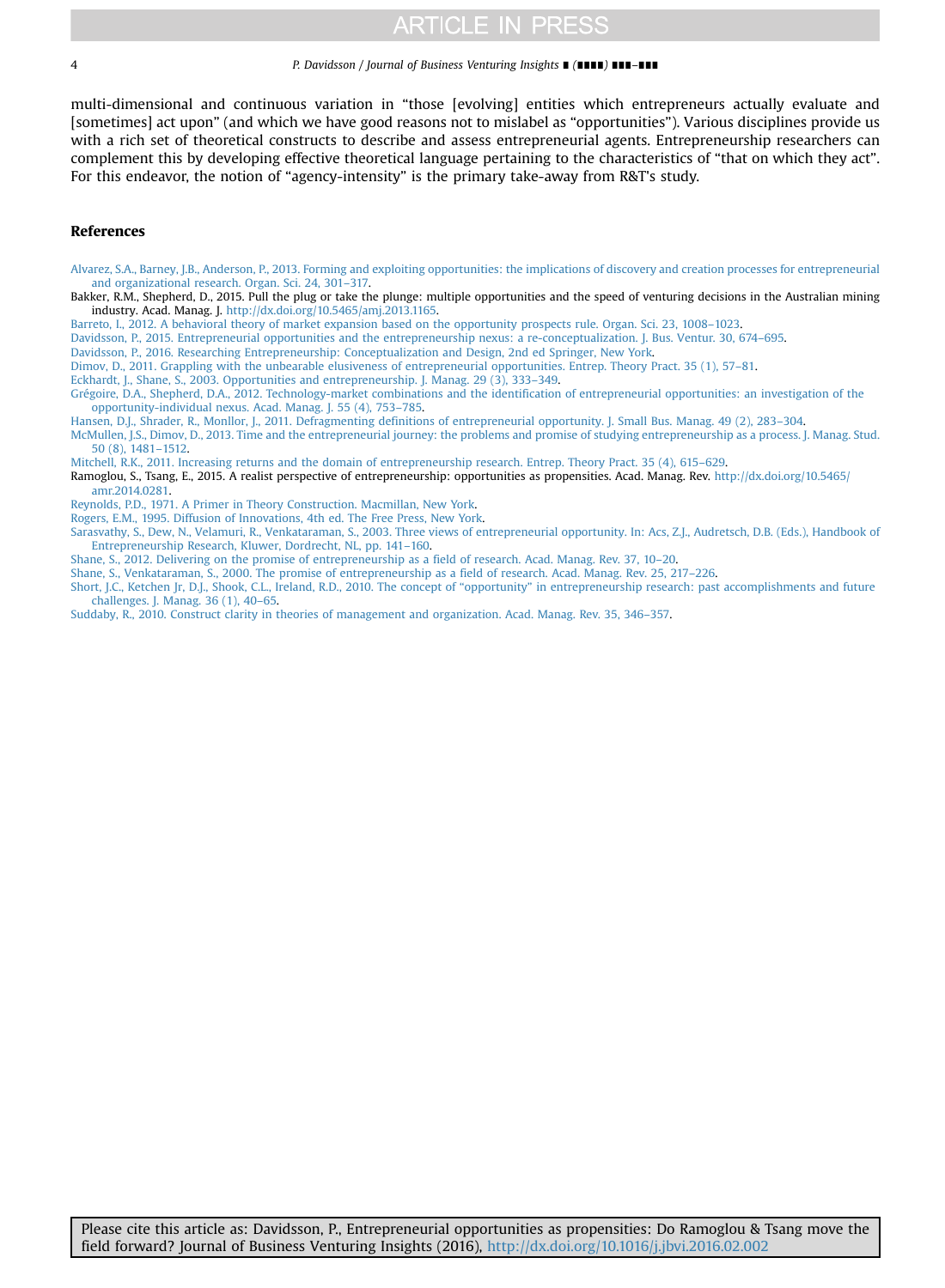multi-dimensional and continuous variation in "those [evolving] entities which entrepreneurs actually evaluate and [sometimes] act upon" (and which we have good reasons not to mislabel as "opportunities"). Various disciplines provide us with a rich set of theoretical constructs to describe and assess entrepreneurial agents. Entrepreneurship researchers can complement this by developing effective theoretical language pertaining to the characteristics of "that on which they act". For this endeavor, the notion of "agency-intensity" is the primary take-away from R&T's study.

## References

Alvarez, S.A., Barney, J.B., Anderson, P., 2013. Forming and exploiting opportunities: the implications of discovery and creation processes for entrepreneurial and organizational research. Organ. Sci. 24, 301–317.

Bakker, R.M., Shepherd, D., 2015. Pull the plug or take the plunge: multiple opportunities and the speed of venturing decisions in the Australian mining industry. Acad. Manag. J. http://dx.doi.org/10.5465/amj.2013.1165.

Barreto, I., 2012. A behavioral theory of market expansion based on the opportunity prospects rule. Organ. Sci. 23, 1008–1023.

Davidsson, P., 2015. Entrepreneurial opportunities and the entrepreneurship nexus: a re-conceptualization. J. Bus. Ventur. 30, 674–695.

Davidsson, P., 2016. Researching Entrepreneurship: Conceptualization and Design, 2nd ed Springer, New York.

Dimov, D., 2011. Grappling with the unbearable elusiveness of entrepreneurial opportunities. Entrep. Theory Pract. 35 (1), 57–81.

Eckhardt, J., Shane, S., 2003. Opportunities and entrepreneurship. J. Manag. 29 (3), 333–349.

Grégoire, D.A., Shepherd, D.A., 2012. Technology-market combinations and the identification of entrepreneurial opportunities: an investigation of the opportunity-individual nexus. Acad. Manag. J. 55 (4), 753–785.

Hansen, D.J., Shrader, R., Monllor, J., 2011. Defragmenting definitions of entrepreneurial opportunity. J. Small Bus. Manag. 49 (2), 283–304.

McMullen, J.S., Dimov, D., 2013. Time and the entrepreneurial journey: the problems and promise of studying entrepreneurship as a process. J. Manag. Stud. 50 (8), 1481–1512.

Mitchell, R.K., 2011. Increasing returns and the domain of entrepreneurship research. Entrep. Theory Pract. 35 (4), 615–629.

Ramoglou, S., Tsang, E., 2015. A realist perspective of entrepreneurship: opportunities as propensities. Acad. Manag. Rev. http://dx.doi.org/10.5465/amr.2014.0281.

Reynolds, P.D., 1971. A Primer in Theory Construction. Macmillan, New York.

Rogers, E.M., 1995. Diffusion of Innovations, 4th ed. The Free Press, New York.

Sarasvathy, S., Dew, N., Velamuri, R., Venkataraman, S., 2003. Three views of entrepreneurial opportunity. In: Acs, Z.J., Audretsch, D.B. (Eds.), Handbook of Entrepreneurship Research, Kluwer, Dordrecht, NL, pp. 141–160.

Shane, S., 2012. Delivering on the promise of entrepreneurship as a field of research. Acad. Manag. Rev. 37, 10–20.

Shane, S., Venkataraman, S., 2000. The promise of entrepreneurship as a field of research. Acad. Manag. Rev. 25, 217–226.

Short, J.C., Ketchen Jr, D.J., Shook, C.L., Ireland, R.D., 2010. The concept of "opportunity" in entrepreneurship research: past accomplishments and future challenges. J. Manag. 36 (1), 40–65.

Suddaby, R., 2010. Construct clarity in theories of management and organization. Acad. Manag. Rev. 35, 346–357.